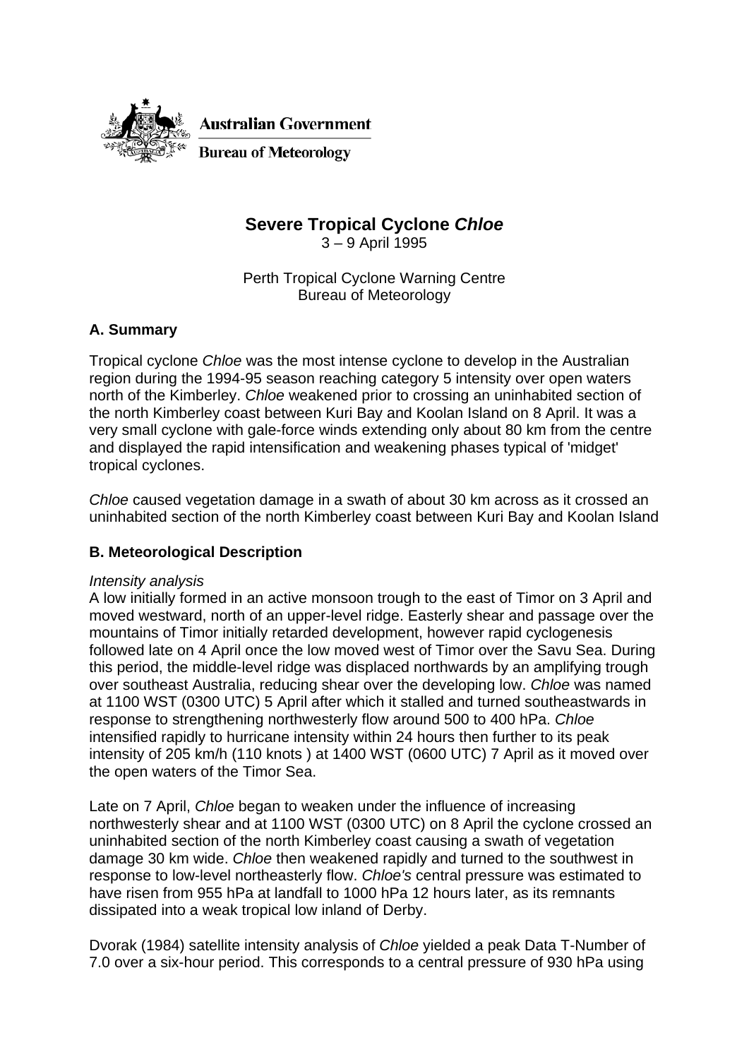Australian Government

Bureau of Meteorology

# Severe Tropical Cyclone *Chloe*

3 – 9 April 1995

Perth Tropical Cyclone Warning Centre
Bureau of Meteorology

## A. Summary

Tropical cyclone *Chloe* was the most intense cyclone to develop in the Australian region during the 1994-95 season reaching category 5 intensity over open waters north of the Kimberley. *Chloe* weakened prior to crossing an uninhabited section of the north Kimberley coast between Kuri Bay and Koolan Island on 8 April. It was a very small cyclone with gale-force winds extending only about 80 km from the centre and displayed the rapid intensification and weakening phases typical of 'midget' tropical cyclones.

*Chloe* caused vegetation damage in a swath of about 30 km across as it crossed an uninhabited section of the north Kimberley coast between Kuri Bay and Koolan Island

## B. Meteorological Description

*Intensity analysis*

A low initially formed in an active monsoon trough to the east of Timor on 3 April and moved westward, north of an upper-level ridge. Easterly shear and passage over the mountains of Timor initially retarded development, however rapid cyclogenesis followed late on 4 April once the low moved west of Timor over the Savu Sea. During this period, the middle-level ridge was displaced northwards by an amplifying trough over southeast Australia, reducing shear over the developing low. *Chloe* was named at 1100 WST (0300 UTC) 5 April after which it stalled and turned southeastwards in response to strengthening northwesterly flow around 500 to 400 hPa. *Chloe* intensified rapidly to hurricane intensity within 24 hours then further to its peak intensity of 205 km/h (110 knots ) at 1400 WST (0600 UTC) 7 April as it moved over the open waters of the Timor Sea.

Late on 7 April, *Chloe* began to weaken under the influence of increasing northwesterly shear and at 1100 WST (0300 UTC) on 8 April the cyclone crossed an uninhabited section of the north Kimberley coast causing a swath of vegetation damage 30 km wide. *Chloe* then weakened rapidly and turned to the southwest in response to low-level northeasterly flow. *Chloe's* central pressure was estimated to have risen from 955 hPa at landfall to 1000 hPa 12 hours later, as its remnants dissipated into a weak tropical low inland of Derby.

Dvorak (1984) satellite intensity analysis of *Chloe* yielded a peak Data T-Number of 7.0 over a six-hour period. This corresponds to a central pressure of 930 hPa using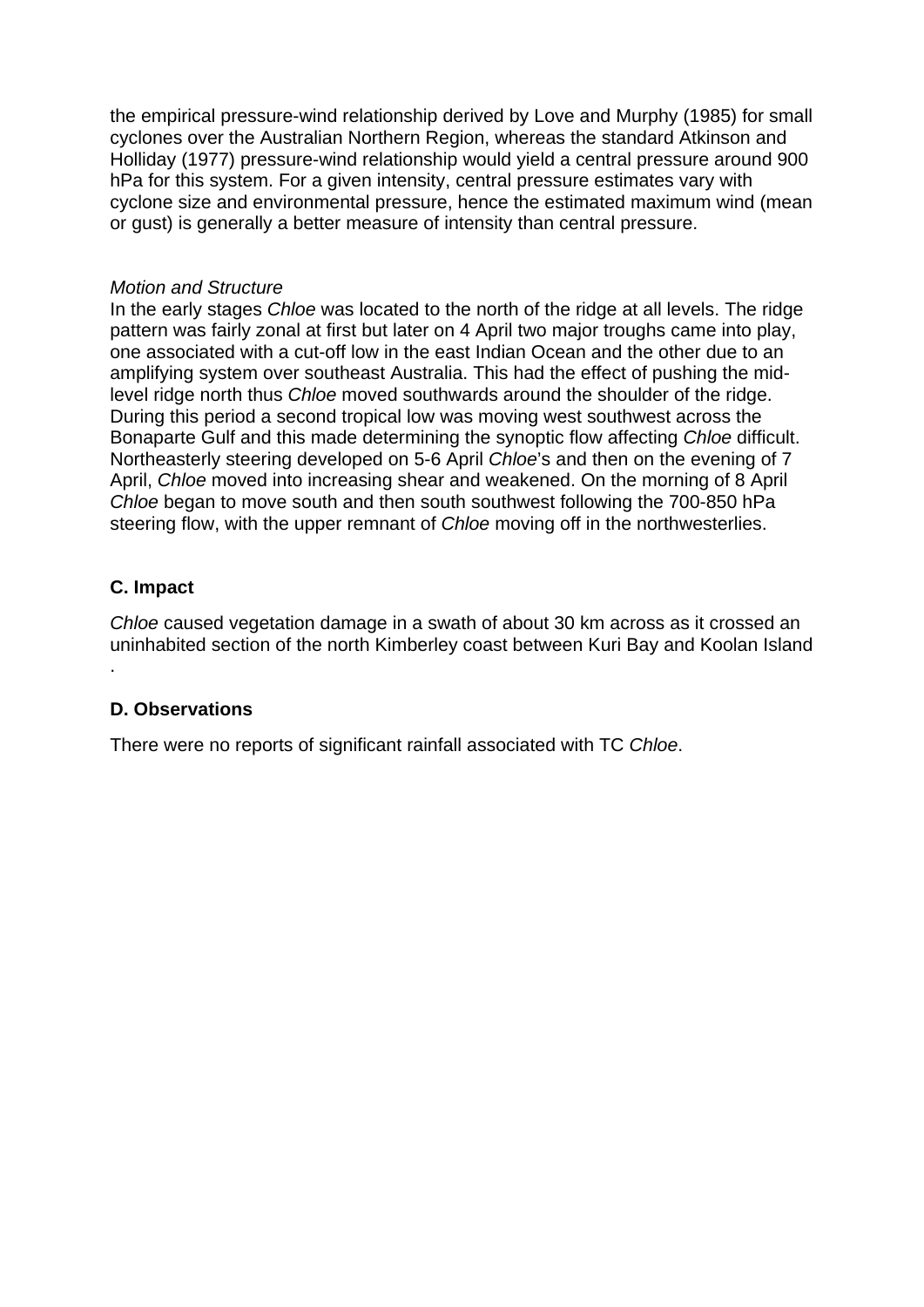the empirical pressure-wind relationship derived by Love and Murphy (1985) for small cyclones over the Australian Northern Region, whereas the standard Atkinson and Holliday (1977) pressure-wind relationship would yield a central pressure around 900 hPa for this system. For a given intensity, central pressure estimates vary with cyclone size and environmental pressure, hence the estimated maximum wind (mean or gust) is generally a better measure of intensity than central pressure.

*Motion and Structure*

In the early stages *Chloe* was located to the north of the ridge at all levels. The ridge pattern was fairly zonal at first but later on 4 April two major troughs came into play, one associated with a cut-off low in the east Indian Ocean and the other due to an amplifying system over southeast Australia. This had the effect of pushing the mid-level ridge north thus *Chloe* moved southwards around the shoulder of the ridge. During this period a second tropical low was moving west southwest across the Bonaparte Gulf and this made determining the synoptic flow affecting *Chloe* difficult. Northeasterly steering developed on 5-6 April *Chloe*'s and then on the evening of 7 April, *Chloe* moved into increasing shear and weakened. On the morning of 8 April *Chloe* began to move south and then south southwest following the 700-850 hPa steering flow, with the upper remnant of *Chloe* moving off in the northwesterlies.

## C. Impact

*Chloe* caused vegetation damage in a swath of about 30 km across as it crossed an uninhabited section of the north Kimberley coast between Kuri Bay and Koolan Island .

## D. Observations

There were no reports of significant rainfall associated with TC *Chloe*.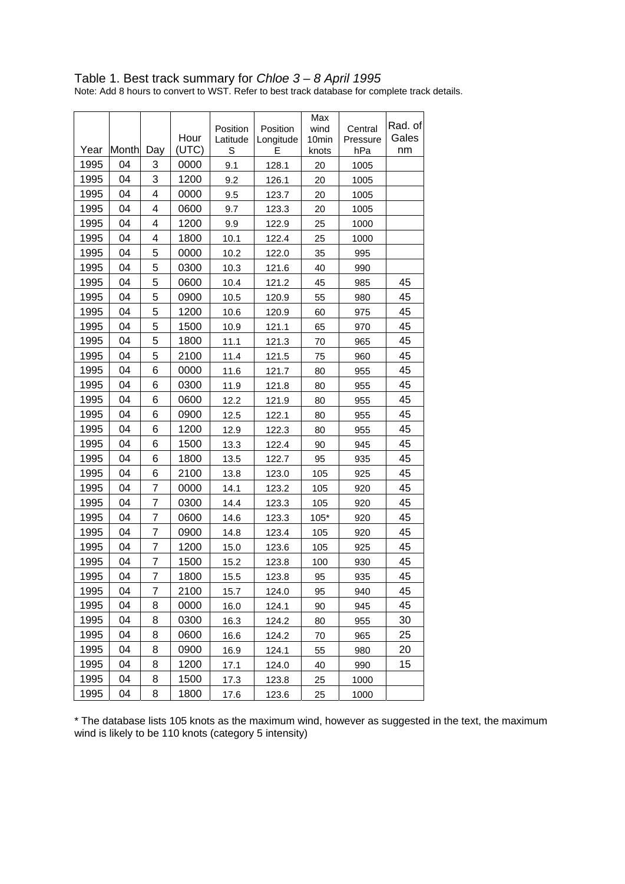Table 1. Best track summary for *Chloe 3 – 8 April 1995*

Note: Add 8 hours to convert to WST. Refer to best track database for complete track details.

| Year | Month | Day | Hour (UTC) | Position Latitude S | Position Longitude E | Max wind 10min knots | Central Pressure hPa | Rad. of Gales nm |
|---|---|---|---|---|---|---|---|---|
| 1995 | 04 | 3 | 0000 | 9.1 | 128.1 | 20 | 1005 | |
| 1995 | 04 | 3 | 1200 | 9.2 | 126.1 | 20 | 1005 | |
| 1995 | 04 | 4 | 0000 | 9.5 | 123.7 | 20 | 1005 | |
| 1995 | 04 | 4 | 0600 | 9.7 | 123.3 | 20 | 1005 | |
| 1995 | 04 | 4 | 1200 | 9.9 | 122.9 | 25 | 1000 | |
| 1995 | 04 | 4 | 1800 | 10.1 | 122.4 | 25 | 1000 | |
| 1995 | 04 | 5 | 0000 | 10.2 | 122.0 | 35 | 995 | |
| 1995 | 04 | 5 | 0300 | 10.3 | 121.6 | 40 | 990 | |
| 1995 | 04 | 5 | 0600 | 10.4 | 121.2 | 45 | 985 | 45 |
| 1995 | 04 | 5 | 0900 | 10.5 | 120.9 | 55 | 980 | 45 |
| 1995 | 04 | 5 | 1200 | 10.6 | 120.9 | 60 | 975 | 45 |
| 1995 | 04 | 5 | 1500 | 10.9 | 121.1 | 65 | 970 | 45 |
| 1995 | 04 | 5 | 1800 | 11.1 | 121.3 | 70 | 965 | 45 |
| 1995 | 04 | 5 | 2100 | 11.4 | 121.5 | 75 | 960 | 45 |
| 1995 | 04 | 6 | 0000 | 11.6 | 121.7 | 80 | 955 | 45 |
| 1995 | 04 | 6 | 0300 | 11.9 | 121.8 | 80 | 955 | 45 |
| 1995 | 04 | 6 | 0600 | 12.2 | 121.9 | 80 | 955 | 45 |
| 1995 | 04 | 6 | 0900 | 12.5 | 122.1 | 80 | 955 | 45 |
| 1995 | 04 | 6 | 1200 | 12.9 | 122.3 | 80 | 955 | 45 |
| 1995 | 04 | 6 | 1500 | 13.3 | 122.4 | 90 | 945 | 45 |
| 1995 | 04 | 6 | 1800 | 13.5 | 122.7 | 95 | 935 | 45 |
| 1995 | 04 | 6 | 2100 | 13.8 | 123.0 | 105 | 925 | 45 |
| 1995 | 04 | 7 | 0000 | 14.1 | 123.2 | 105 | 920 | 45 |
| 1995 | 04 | 7 | 0300 | 14.4 | 123.3 | 105 | 920 | 45 |
| 1995 | 04 | 7 | 0600 | 14.6 | 123.3 | 105* | 920 | 45 |
| 1995 | 04 | 7 | 0900 | 14.8 | 123.4 | 105 | 920 | 45 |
| 1995 | 04 | 7 | 1200 | 15.0 | 123.6 | 105 | 925 | 45 |
| 1995 | 04 | 7 | 1500 | 15.2 | 123.8 | 100 | 930 | 45 |
| 1995 | 04 | 7 | 1800 | 15.5 | 123.8 | 95 | 935 | 45 |
| 1995 | 04 | 7 | 2100 | 15.7 | 124.0 | 95 | 940 | 45 |
| 1995 | 04 | 8 | 0000 | 16.0 | 124.1 | 90 | 945 | 45 |
| 1995 | 04 | 8 | 0300 | 16.3 | 124.2 | 80 | 955 | 30 |
| 1995 | 04 | 8 | 0600 | 16.6 | 124.2 | 70 | 965 | 25 |
| 1995 | 04 | 8 | 0900 | 16.9 | 124.1 | 55 | 980 | 20 |
| 1995 | 04 | 8 | 1200 | 17.1 | 124.0 | 40 | 990 | 15 |
| 1995 | 04 | 8 | 1500 | 17.3 | 123.8 | 25 | 1000 | |
| 1995 | 04 | 8 | 1800 | 17.6 | 123.6 | 25 | 1000 | |

* The database lists 105 knots as the maximum wind, however as suggested in the text, the maximum wind is likely to be 110 knots (category 5 intensity)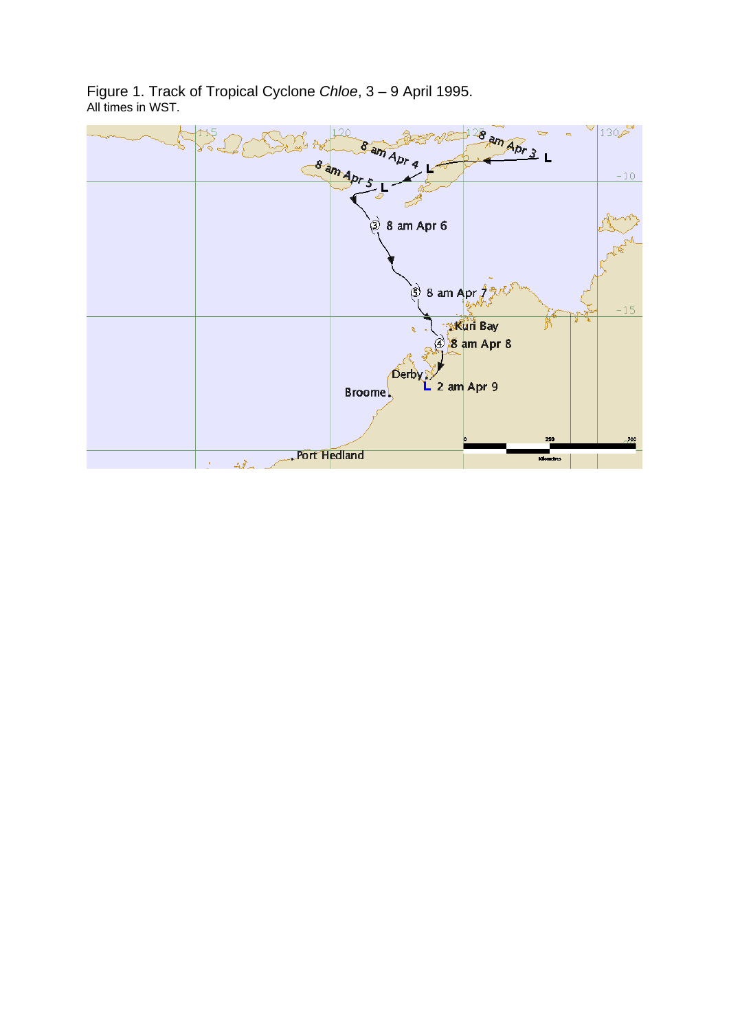Figure 1. Track of Tropical Cyclone *Chloe*, 3 – 9 April 1995.
All times in WST.

115
120
125
130
-10
-15

8 am Apr 3
8 am Apr 4
8 am Apr 5
8 am Apr 6
8 am Apr 7
8 am Apr 8
2 am Apr 9

Kuri Bay
Derby
Broome
Port Hedland

0
250
500
Kilometres